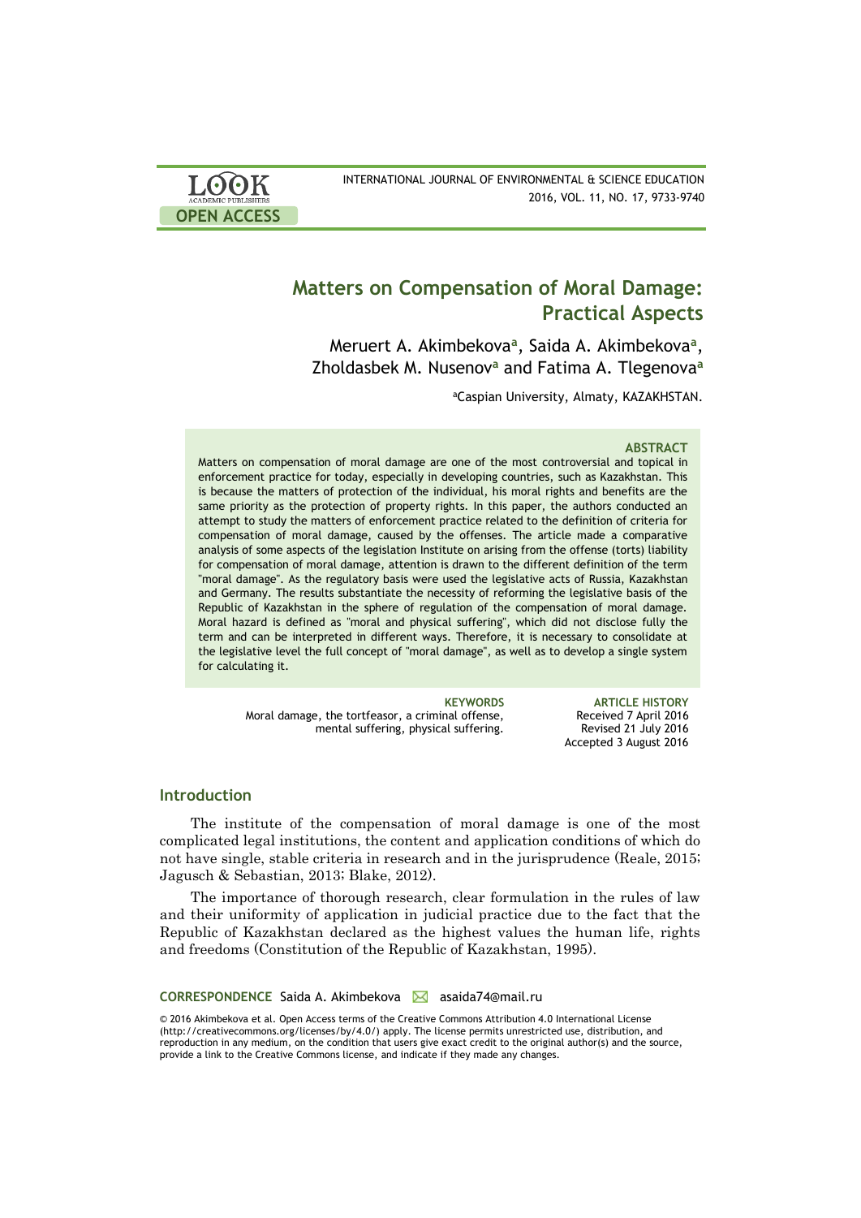# Matters on Compensation of Moral Damage: Practical Aspects

Meruert A. Akimbekova[a], Saida A. Akimbekova[a], Zholdasbek M. Nusenov[a] and Fatima A. Tlegenova[a]

[a]Caspian University, Almaty, KAZAKHSTAN.

### ABSTRACT

Matters on compensation of moral damage are one of the most controversial and topical in enforcement practice for today, especially in developing countries, such as Kazakhstan. This is because the matters of protection of the individual, his moral rights and benefits are the same priority as the protection of property rights. In this paper, the authors conducted an attempt to study the matters of enforcement practice related to the definition of criteria for compensation of moral damage, caused by the offenses. The article made a comparative analysis of some aspects of the legislation Institute on arising from the offense (torts) liability for compensation of moral damage, attention is drawn to the different definition of the term "moral damage". As the regulatory basis were used the legislative acts of Russia, Kazakhstan and Germany. The results substantiate the necessity of reforming the legislative basis of the Republic of Kazakhstan in the sphere of regulation of the compensation of moral damage. Moral hazard is defined as "moral and physical suffering", which did not disclose fully the term and can be interpreted in different ways. Therefore, it is necessary to consolidate at the legislative level the full concept of "moral damage", as well as to develop a single system for calculating it.

**KEYWORDS**
Moral damage, the tortfeasor, a criminal offense, mental suffering, physical suffering.

**ARTICLE HISTORY**
Received 7 April 2016
Revised 21 July 2016
Accepted 3 August 2016

## Introduction

The institute of the compensation of moral damage is one of the most complicated legal institutions, the content and application conditions of which do not have single, stable criteria in research and in the jurisprudence (Reale, 2015; Jagusch & Sebastian, 2013; Blake, 2012).

The importance of thorough research, clear formulation in the rules of law and their uniformity of application in judicial practice due to the fact that the Republic of Kazakhstan declared as the highest values the human life, rights and freedoms (Constitution of the Republic of Kazakhstan, 1995).

**CORRESPONDENCE** Saida A. Akimbekova asaida74@mail.ru

© 2016 Akimbekova et al. Open Access terms of the Creative Commons Attribution 4.0 International License (http://creativecommons.org/licenses/by/4.0/) apply. The license permits unrestricted use, distribution, and reproduction in any medium, on the condition that users give exact credit to the original author(s) and the source, provide a link to the Creative Commons license, and indicate if they made any changes.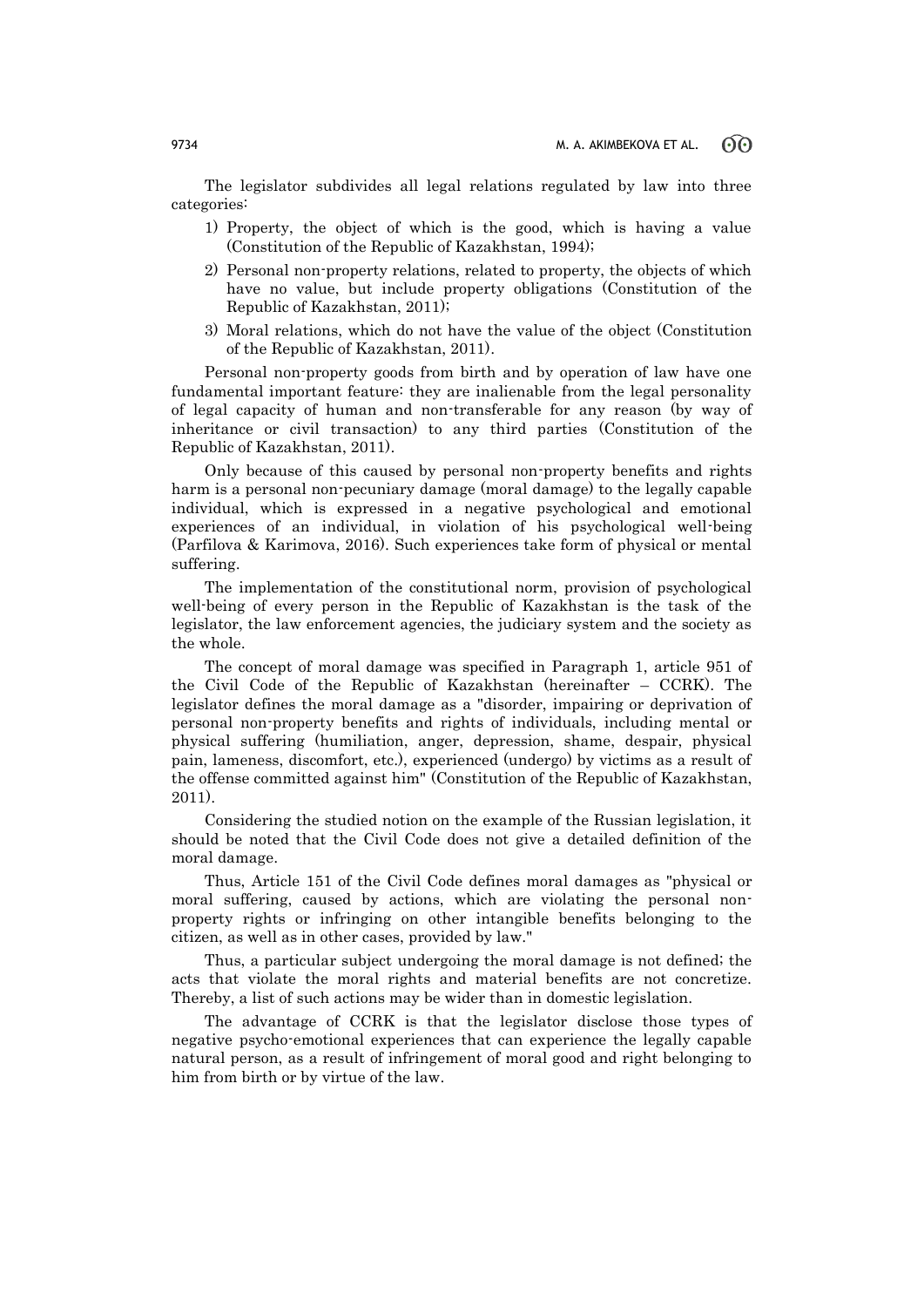The legislator subdivides all legal relations regulated by law into three categories:

1) Property, the object of which is the good, which is having a value (Constitution of the Republic of Kazakhstan, 1994);
2) Personal non-property relations, related to property, the objects of which have no value, but include property obligations (Constitution of the Republic of Kazakhstan, 2011);
3) Moral relations, which do not have the value of the object (Constitution of the Republic of Kazakhstan, 2011).

Personal non-property goods from birth and by operation of law have one fundamental important feature: they are inalienable from the legal personality of legal capacity of human and non-transferable for any reason (by way of inheritance or civil transaction) to any third parties (Constitution of the Republic of Kazakhstan, 2011).

Only because of this caused by personal non-property benefits and rights harm is a personal non-pecuniary damage (moral damage) to the legally capable individual, which is expressed in a negative psychological and emotional experiences of an individual, in violation of his psychological well-being (Parfilova & Karimova, 2016). Such experiences take form of physical or mental suffering.

The implementation of the constitutional norm, provision of psychological well-being of every person in the Republic of Kazakhstan is the task of the legislator, the law enforcement agencies, the judiciary system and the society as the whole.

The concept of moral damage was specified in Paragraph 1, article 951 of the Civil Code of the Republic of Kazakhstan (hereinafter – CCRK). The legislator defines the moral damage as a "disorder, impairing or deprivation of personal non-property benefits and rights of individuals, including mental or physical suffering (humiliation, anger, depression, shame, despair, physical pain, lameness, discomfort, etc.), experienced (undergo) by victims as a result of the offense committed against him" (Constitution of the Republic of Kazakhstan, 2011).

Considering the studied notion on the example of the Russian legislation, it should be noted that the Civil Code does not give a detailed definition of the moral damage.

Thus, Article 151 of the Civil Code defines moral damages as "physical or moral suffering, caused by actions, which are violating the personal non-property rights or infringing on other intangible benefits belonging to the citizen, as well as in other cases, provided by law."

Thus, a particular subject undergoing the moral damage is not defined; the acts that violate the moral rights and material benefits are not concretize. Thereby, a list of such actions may be wider than in domestic legislation.

The advantage of CCRK is that the legislator disclose those types of negative psycho-emotional experiences that can experience the legally capable natural person, as a result of infringement of moral good and right belonging to him from birth or by virtue of the law.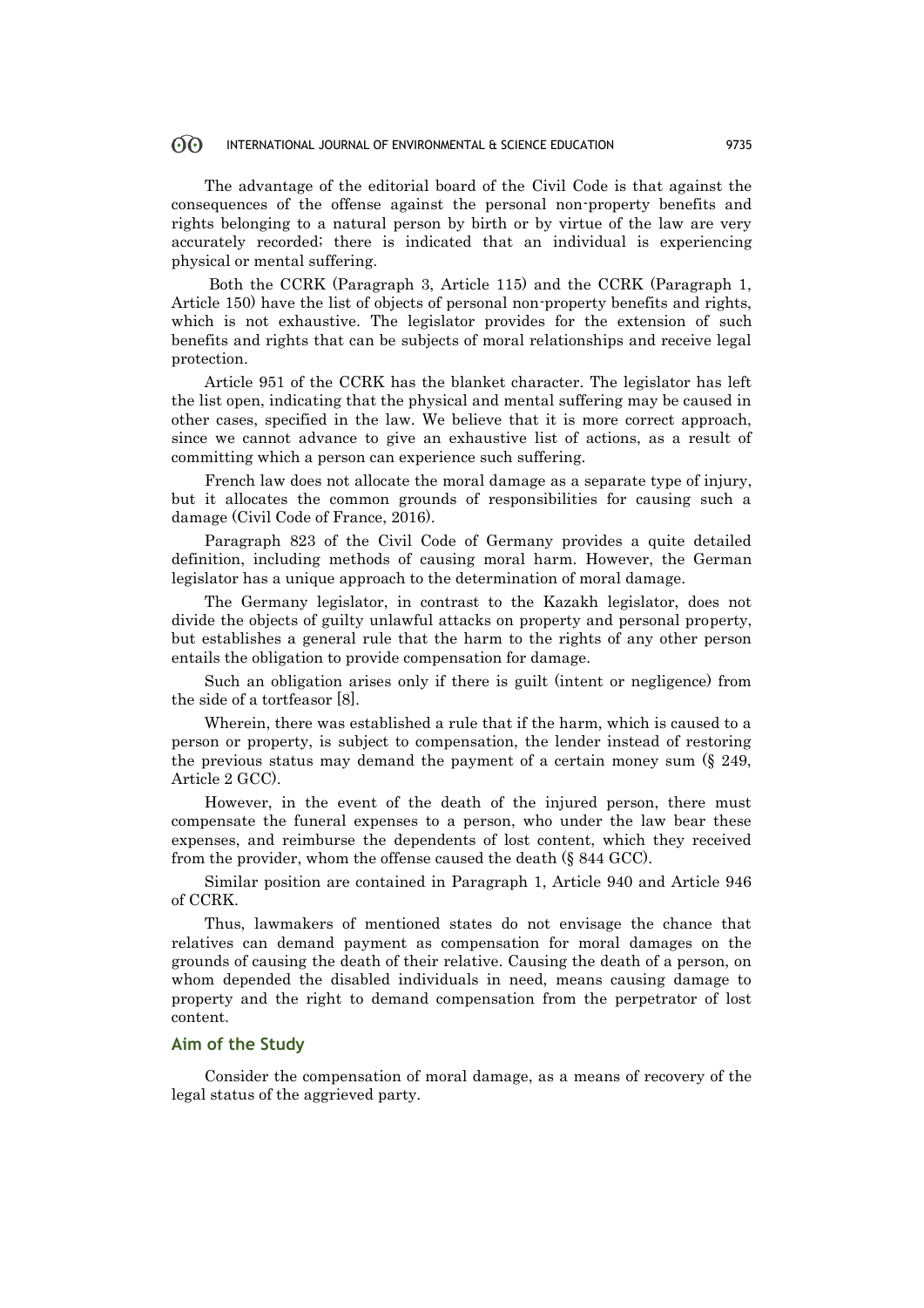The advantage of the editorial board of the Civil Code is that against the consequences of the offense against the personal non-property benefits and rights belonging to a natural person by birth or by virtue of the law are very accurately recorded; there is indicated that an individual is experiencing physical or mental suffering.

Both the CCRK (Paragraph 3, Article 115) and the CCRK (Paragraph 1, Article 150) have the list of objects of personal non-property benefits and rights, which is not exhaustive. The legislator provides for the extension of such benefits and rights that can be subjects of moral relationships and receive legal protection.

Article 951 of the CCRK has the blanket character. The legislator has left the list open, indicating that the physical and mental suffering may be caused in other cases, specified in the law. We believe that it is more correct approach, since we cannot advance to give an exhaustive list of actions, as a result of committing which a person can experience such suffering.

French law does not allocate the moral damage as a separate type of injury, but it allocates the common grounds of responsibilities for causing such a damage (Civil Code of France, 2016).

Paragraph 823 of the Civil Code of Germany provides a quite detailed definition, including methods of causing moral harm. However, the German legislator has a unique approach to the determination of moral damage.

The Germany legislator, in contrast to the Kazakh legislator, does not divide the objects of guilty unlawful attacks on property and personal property, but establishes a general rule that the harm to the rights of any other person entails the obligation to provide compensation for damage.

Such an obligation arises only if there is guilt (intent or negligence) from the side of a tortfeasor [8].

Wherein, there was established a rule that if the harm, which is caused to a person or property, is subject to compensation, the lender instead of restoring the previous status may demand the payment of a certain money sum (§ 249, Article 2 GCC).

However, in the event of the death of the injured person, there must compensate the funeral expenses to a person, who under the law bear these expenses, and reimburse the dependents of lost content, which they received from the provider, whom the offense caused the death (§ 844 GCC).

Similar position are contained in Paragraph 1, Article 940 and Article 946 of CCRK.

Thus, lawmakers of mentioned states do not envisage the chance that relatives can demand payment as compensation for moral damages on the grounds of causing the death of their relative. Causing the death of a person, on whom depended the disabled individuals in need, means causing damage to property and the right to demand compensation from the perpetrator of lost content.

## Aim of the Study

Consider the compensation of moral damage, as a means of recovery of the legal status of the aggrieved party.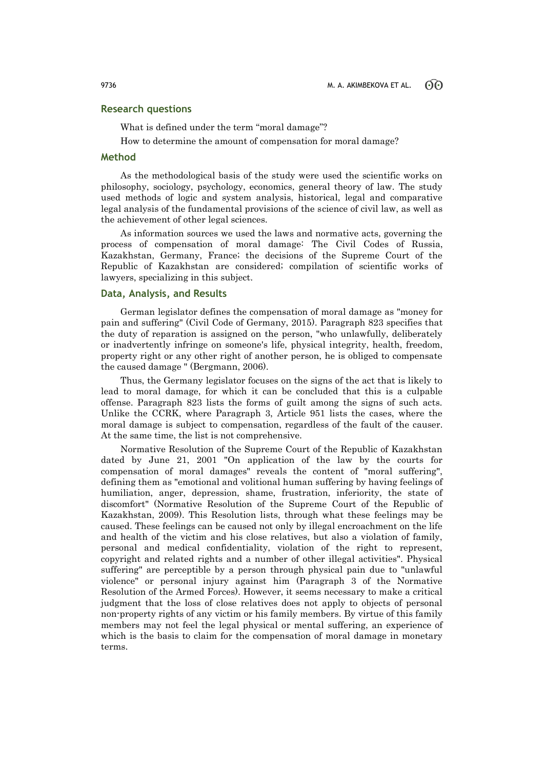## Research questions

What is defined under the term “moral damage”?

How to determine the amount of compensation for moral damage?

## Method

As the methodological basis of the study were used the scientific works on philosophy, sociology, psychology, economics, general theory of law. The study used methods of logic and system analysis, historical, legal and comparative legal analysis of the fundamental provisions of the science of civil law, as well as the achievement of other legal sciences.

As information sources we used the laws and normative acts, governing the process of compensation of moral damage: The Civil Codes of Russia, Kazakhstan, Germany, France; the decisions of the Supreme Court of the Republic of Kazakhstan are considered; compilation of scientific works of lawyers, specializing in this subject.

## Data, Analysis, and Results

German legislator defines the compensation of moral damage as "money for pain and suffering" (Civil Code of Germany, 2015). Paragraph 823 specifies that the duty of reparation is assigned on the person, "who unlawfully, deliberately or inadvertently infringe on someone's life, physical integrity, health, freedom, property right or any other right of another person, he is obliged to compensate the caused damage " (Bergmann, 2006).

Thus, the Germany legislator focuses on the signs of the act that is likely to lead to moral damage, for which it can be concluded that this is a culpable offense. Paragraph 823 lists the forms of guilt among the signs of such acts. Unlike the CCRK, where Paragraph 3, Article 951 lists the cases, where the moral damage is subject to compensation, regardless of the fault of the causer. At the same time, the list is not comprehensive.

Normative Resolution of the Supreme Court of the Republic of Kazakhstan dated by June 21, 2001 "On application of the law by the courts for compensation of moral damages" reveals the content of "moral suffering", defining them as "emotional and volitional human suffering by having feelings of humiliation, anger, depression, shame, frustration, inferiority, the state of discomfort" (Normative Resolution of the Supreme Court of the Republic of Kazakhstan, 2009). This Resolution lists, through what these feelings may be caused. These feelings can be caused not only by illegal encroachment on the life and health of the victim and his close relatives, but also a violation of family, personal and medical confidentiality, violation of the right to represent, copyright and related rights and a number of other illegal activities". Physical suffering" are perceptible by a person through physical pain due to "unlawful violence" or personal injury against him (Paragraph 3 of the Normative Resolution of the Armed Forces). However, it seems necessary to make a critical judgment that the loss of close relatives does not apply to objects of personal non-property rights of any victim or his family members. By virtue of this family members may not feel the legal physical or mental suffering, an experience of which is the basis to claim for the compensation of moral damage in monetary terms.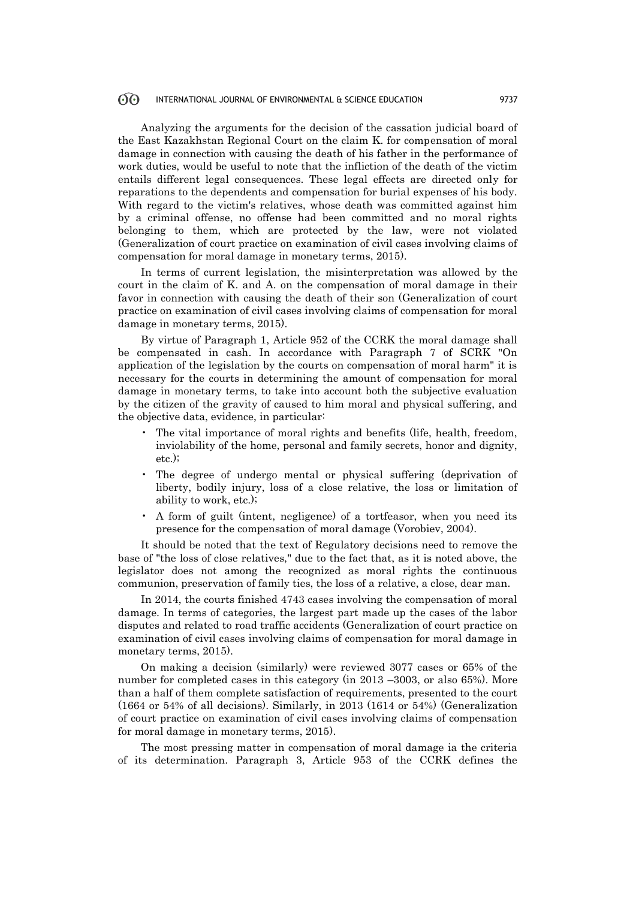Analyzing the arguments for the decision of the cassation judicial board of the East Kazakhstan Regional Court on the claim K. for compensation of moral damage in connection with causing the death of his father in the performance of work duties, would be useful to note that the infliction of the death of the victim entails different legal consequences. These legal effects are directed only for reparations to the dependents and compensation for burial expenses of his body. With regard to the victim's relatives, whose death was committed against him by a criminal offense, no offense had been committed and no moral rights belonging to them, which are protected by the law, were not violated (Generalization of court practice on examination of civil cases involving claims of compensation for moral damage in monetary terms, 2015).

In terms of current legislation, the misinterpretation was allowed by the court in the claim of K. and A. on the compensation of moral damage in their favor in connection with causing the death of their son (Generalization of court practice on examination of civil cases involving claims of compensation for moral damage in monetary terms, 2015).

By virtue of Paragraph 1, Article 952 of the CCRK the moral damage shall be compensated in cash. In accordance with Paragraph 7 of SCRK "On application of the legislation by the courts on compensation of moral harm" it is necessary for the courts in determining the amount of compensation for moral damage in monetary terms, to take into account both the subjective evaluation by the citizen of the gravity of caused to him moral and physical suffering, and the objective data, evidence, in particular:

- The vital importance of moral rights and benefits (life, health, freedom, inviolability of the home, personal and family secrets, honor and dignity, etc.);
- The degree of undergo mental or physical suffering (deprivation of liberty, bodily injury, loss of a close relative, the loss or limitation of ability to work, etc.);
- A form of guilt (intent, negligence) of a tortfeasor, when you need its presence for the compensation of moral damage (Vorobiev, 2004).

It should be noted that the text of Regulatory decisions need to remove the base of "the loss of close relatives," due to the fact that, as it is noted above, the legislator does not among the recognized as moral rights the continuous communion, preservation of family ties, the loss of a relative, a close, dear man.

In 2014, the courts finished 4743 cases involving the compensation of moral damage. In terms of categories, the largest part made up the cases of the labor disputes and related to road traffic accidents (Generalization of court practice on examination of civil cases involving claims of compensation for moral damage in monetary terms, 2015).

On making a decision (similarly) were reviewed 3077 cases or 65% of the number for completed cases in this category (in 2013 –3003, or also 65%). More than a half of them complete satisfaction of requirements, presented to the court (1664 or 54% of all decisions). Similarly, in 2013 (1614 or 54%) (Generalization of court practice on examination of civil cases involving claims of compensation for moral damage in monetary terms, 2015).

The most pressing matter in compensation of moral damage ia the criteria of its determination. Paragraph 3, Article 953 of the CCRK defines the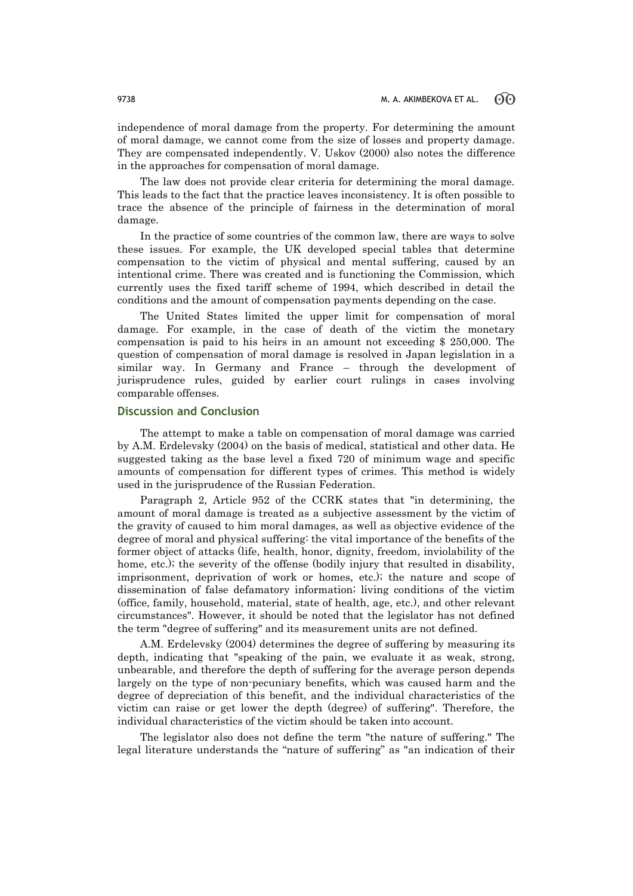independence of moral damage from the property. For determining the amount of moral damage, we cannot come from the size of losses and property damage. They are compensated independently. V. Uskov (2000) also notes the difference in the approaches for compensation of moral damage.

The law does not provide clear criteria for determining the moral damage. This leads to the fact that the practice leaves inconsistency. It is often possible to trace the absence of the principle of fairness in the determination of moral damage.

In the practice of some countries of the common law, there are ways to solve these issues. For example, the UK developed special tables that determine compensation to the victim of physical and mental suffering, caused by an intentional crime. There was created and is functioning the Commission, which currently uses the fixed tariff scheme of 1994, which described in detail the conditions and the amount of compensation payments depending on the case.

The United States limited the upper limit for compensation of moral damage. For example, in the case of death of the victim the monetary compensation is paid to his heirs in an amount not exceeding $ 250,000. The question of compensation of moral damage is resolved in Japan legislation in a similar way. In Germany and France – through the development of jurisprudence rules, guided by earlier court rulings in cases involving comparable offenses.

## Discussion and Conclusion

The attempt to make a table on compensation of moral damage was carried by A.M. Erdelevsky (2004) on the basis of medical, statistical and other data. He suggested taking as the base level a fixed 720 of minimum wage and specific amounts of compensation for different types of crimes. This method is widely used in the jurisprudence of the Russian Federation.

Paragraph 2, Article 952 of the CCRK states that "in determining, the amount of moral damage is treated as a subjective assessment by the victim of the gravity of caused to him moral damages, as well as objective evidence of the degree of moral and physical suffering: the vital importance of the benefits of the former object of attacks (life, health, honor, dignity, freedom, inviolability of the home, etc.); the severity of the offense (bodily injury that resulted in disability, imprisonment, deprivation of work or homes, etc.); the nature and scope of dissemination of false defamatory information; living conditions of the victim (office, family, household, material, state of health, age, etc.), and other relevant circumstances". However, it should be noted that the legislator has not defined the term "degree of suffering" and its measurement units are not defined.

A.M. Erdelevsky (2004) determines the degree of suffering by measuring its depth, indicating that "speaking of the pain, we evaluate it as weak, strong, unbearable, and therefore the depth of suffering for the average person depends largely on the type of non-pecuniary benefits, which was caused harm and the degree of depreciation of this benefit, and the individual characteristics of the victim can raise or get lower the depth (degree) of suffering". Therefore, the individual characteristics of the victim should be taken into account.

The legislator also does not define the term "the nature of suffering." The legal literature understands the "nature of suffering" as "an indication of their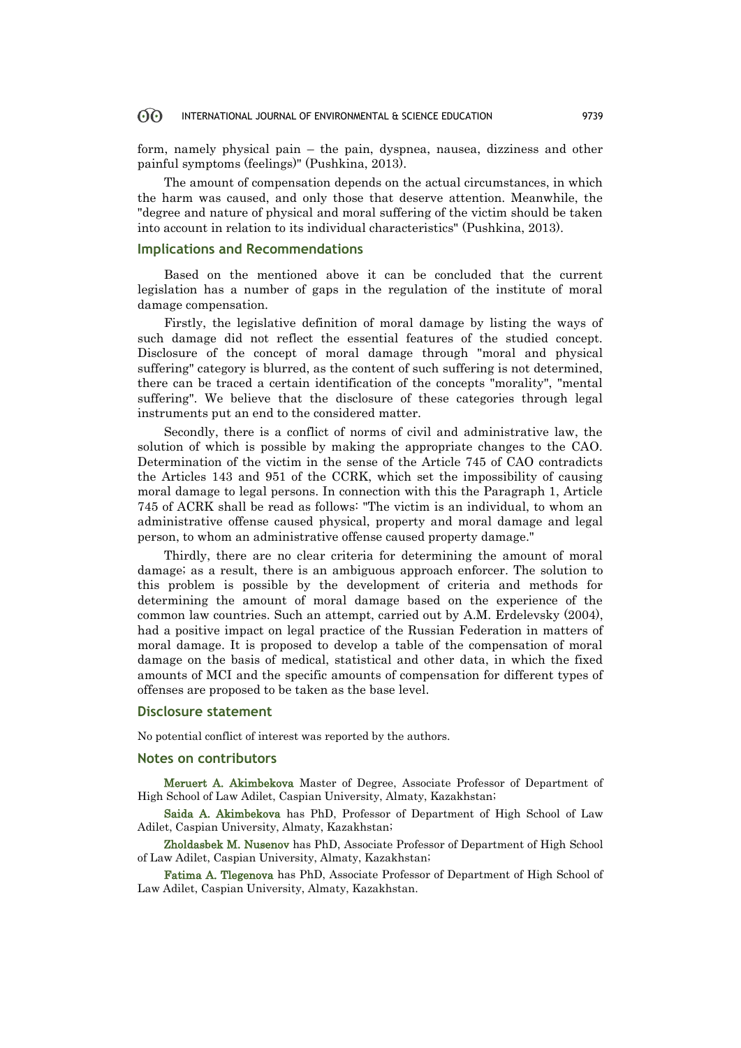form, namely physical pain – the pain, dyspnea, nausea, dizziness and other painful symptoms (feelings)" (Pushkina, 2013).

The amount of compensation depends on the actual circumstances, in which the harm was caused, and only those that deserve attention. Meanwhile, the "degree and nature of physical and moral suffering of the victim should be taken into account in relation to its individual characteristics" (Pushkina, 2013).

## Implications and Recommendations

Based on the mentioned above it can be concluded that the current legislation has a number of gaps in the regulation of the institute of moral damage compensation.

Firstly, the legislative definition of moral damage by listing the ways of such damage did not reflect the essential features of the studied concept. Disclosure of the concept of moral damage through "moral and physical suffering" category is blurred, as the content of such suffering is not determined, there can be traced a certain identification of the concepts "morality", "mental suffering". We believe that the disclosure of these categories through legal instruments put an end to the considered matter.

Secondly, there is a conflict of norms of civil and administrative law, the solution of which is possible by making the appropriate changes to the CAO. Determination of the victim in the sense of the Article 745 of CAO contradicts the Articles 143 and 951 of the CCRK, which set the impossibility of causing moral damage to legal persons. In connection with this the Paragraph 1, Article 745 of ACRK shall be read as follows: "The victim is an individual, to whom an administrative offense caused physical, property and moral damage and legal person, to whom an administrative offense caused property damage."

Thirdly, there are no clear criteria for determining the amount of moral damage; as a result, there is an ambiguous approach enforcer. The solution to this problem is possible by the development of criteria and methods for determining the amount of moral damage based on the experience of the common law countries. Such an attempt, carried out by A.M. Erdelevsky (2004), had a positive impact on legal practice of the Russian Federation in matters of moral damage. It is proposed to develop a table of the compensation of moral damage on the basis of medical, statistical and other data, in which the fixed amounts of MCI and the specific amounts of compensation for different types of offenses are proposed to be taken as the base level.

## Disclosure statement

No potential conflict of interest was reported by the authors.

## Notes on contributors

**Meruert A. Akimbekova** Master of Degree, Associate Professor of Department of High School of Law Adilet, Caspian University, Almaty, Kazakhstan;

**Saida A. Akimbekova** has PhD, Professor of Department of High School of Law Adilet, Caspian University, Almaty, Kazakhstan;

**Zholdasbek M. Nusenov** has PhD, Associate Professor of Department of High School of Law Adilet, Caspian University, Almaty, Kazakhstan;

**Fatima A. Tlegenova** has PhD, Associate Professor of Department of High School of Law Adilet, Caspian University, Almaty, Kazakhstan.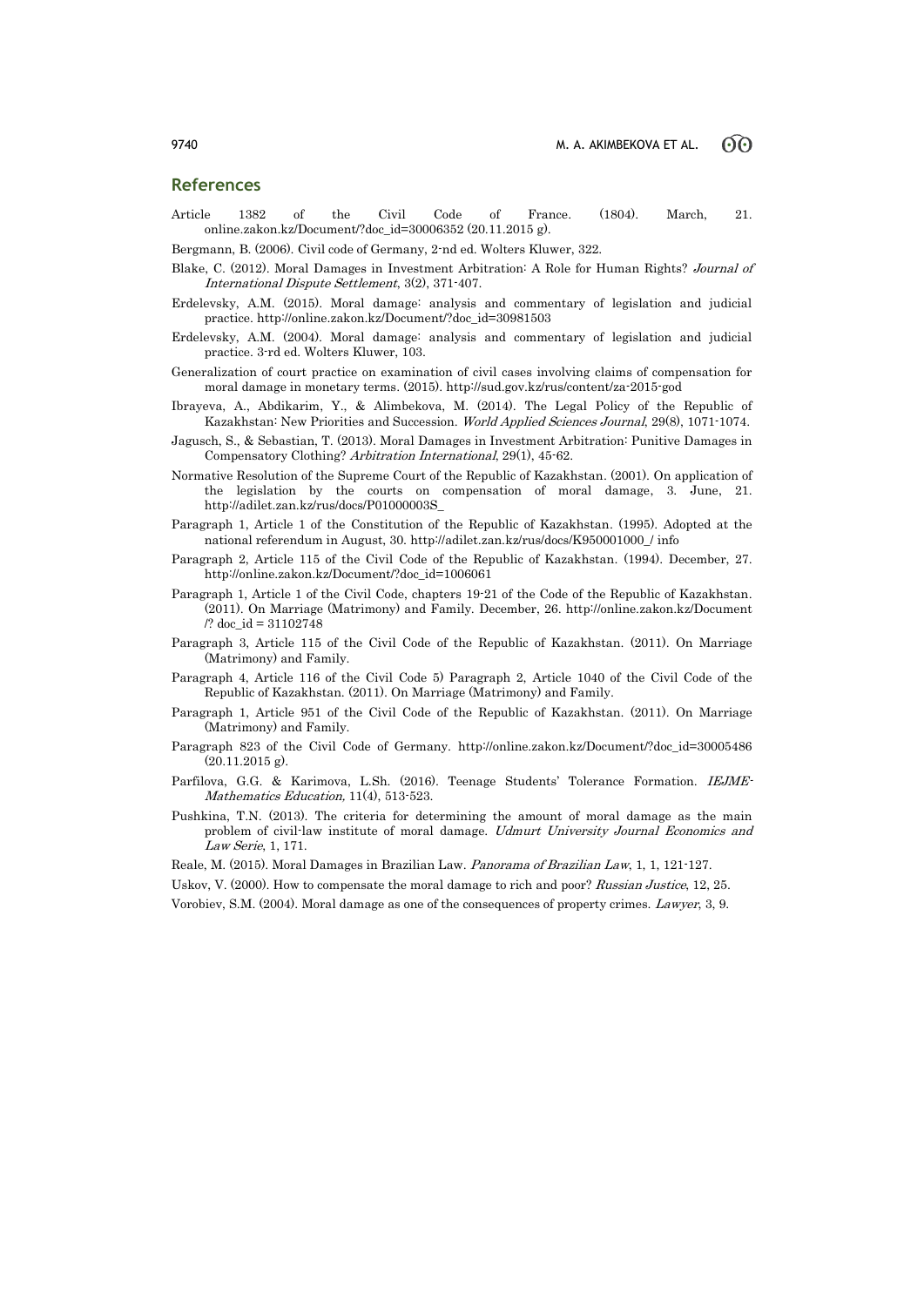## References

Article 1382 of the Civil Code of France. (1804). March, 21. online.zakon.kz/Document/?doc_id=30006352 (20.11.2015 g).

Bergmann, B. (2006). Civil code of Germany, 2-nd ed. Wolters Kluwer, 322.

Blake, C. (2012). Moral Damages in Investment Arbitration: A Role for Human Rights? *Journal of International Dispute Settlement*, 3(2), 371-407.

Erdelevsky, A.M. (2015). Moral damage: analysis and commentary of legislation and judicial practice. http://online.zakon.kz/Document/?doc_id=30981503

Erdelevsky, A.M. (2004). Moral damage: analysis and commentary of legislation and judicial practice. 3-rd ed. Wolters Kluwer, 103.

Generalization of court practice on examination of civil cases involving claims of compensation for moral damage in monetary terms. (2015). http://sud.gov.kz/rus/content/za-2015-god

Ibrayeva, A., Abdikarim, Y., & Alimbekova, M. (2014). The Legal Policy of the Republic of Kazakhstan: New Priorities and Succession. *World Applied Sciences Journal*, 29(8), 1071-1074.

Jagusch, S., & Sebastian, T. (2013). Moral Damages in Investment Arbitration: Punitive Damages in Compensatory Clothing? *Arbitration International*, 29(1), 45-62.

Normative Resolution of the Supreme Court of the Republic of Kazakhstan. (2001). On application of the legislation by the courts on compensation of moral damage, 3. June, 21. http://adilet.zan.kz/rus/docs/P01000003S_

Paragraph 1, Article 1 of the Constitution of the Republic of Kazakhstan. (1995). Adopted at the national referendum in August, 30. http://adilet.zan.kz/rus/docs/K950001000_/ info

Paragraph 2, Article 115 of the Civil Code of the Republic of Kazakhstan. (1994). December, 27. http://online.zakon.kz/Document/?doc_id=1006061

Paragraph 1, Article 1 of the Civil Code, chapters 19-21 of the Code of the Republic of Kazakhstan. (2011). On Marriage (Matrimony) and Family. December, 26. http://online.zakon.kz/Document/? doc_id = 31102748

Paragraph 3, Article 115 of the Civil Code of the Republic of Kazakhstan. (2011). On Marriage (Matrimony) and Family.

Paragraph 4, Article 116 of the Civil Code 5) Paragraph 2, Article 1040 of the Civil Code of the Republic of Kazakhstan. (2011). On Marriage (Matrimony) and Family.

Paragraph 1, Article 951 of the Civil Code of the Republic of Kazakhstan. (2011). On Marriage (Matrimony) and Family.

Paragraph 823 of the Civil Code of Germany. http://online.zakon.kz/Document/?doc_id=30005486 (20.11.2015 g).

Parfilova, G.G. & Karimova, L.Sh. (2016). Teenage Students' Tolerance Formation. *IEJME-Mathematics Education,* 11(4), 513-523.

Pushkina, T.N. (2013). The criteria for determining the amount of moral damage as the main problem of civil-law institute of moral damage. *Udmurt University Journal Economics and Law Serie*, 1, 171.

Reale, M. (2015). Moral Damages in Brazilian Law. *Panorama of Brazilian Law*, 1, 1, 121-127.

Uskov, V. (2000). How to compensate the moral damage to rich and poor? *Russian Justice*, 12, 25.

Vorobiev, S.M. (2004). Moral damage as one of the consequences of property crimes. *Lawyer*, 3, 9.